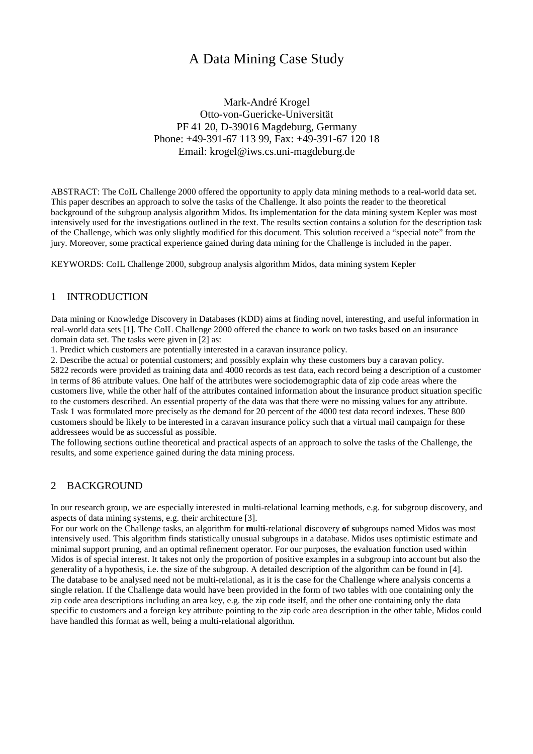# A Data Mining Case Study

Mark-André Krogel
Otto-von-Guericke-Universität
PF 41 20, D-39016 Magdeburg, Germany
Phone: +49-391-67 113 99, Fax: +49-391-67 120 18
Email: krogel@iws.cs.uni-magdeburg.de

ABSTRACT: The CoIL Challenge 2000 offered the opportunity to apply data mining methods to a real-world data set. This paper describes an approach to solve the tasks of the Challenge. It also points the reader to the theoretical background of the subgroup analysis algorithm Midos. Its implementation for the data mining system Kepler was most intensively used for the investigations outlined in the text. The results section contains a solution for the description task of the Challenge, which was only slightly modified for this document. This solution received a "special note" from the jury. Moreover, some practical experience gained during data mining for the Challenge is included in the paper.

KEYWORDS: CoIL Challenge 2000, subgroup analysis algorithm Midos, data mining system Kepler

## 1 INTRODUCTION

Data mining or Knowledge Discovery in Databases (KDD) aims at finding novel, interesting, and useful information in real-world data sets [1]. The CoIL Challenge 2000 offered the chance to work on two tasks based on an insurance domain data set. The tasks were given in [2] as:

1. Predict which customers are potentially interested in a caravan insurance policy.
2. Describe the actual or potential customers; and possibly explain why these customers buy a caravan policy.

5822 records were provided as training data and 4000 records as test data, each record being a description of a customer in terms of 86 attribute values. One half of the attributes were sociodemographic data of zip code areas where the customers live, while the other half of the attributes contained information about the insurance product situation specific to the customers described. An essential property of the data was that there were no missing values for any attribute. Task 1 was formulated more precisely as the demand for 20 percent of the 4000 test data record indexes. These 800 customers should be likely to be interested in a caravan insurance policy such that a virtual mail campaign for these addressees would be as successful as possible.

The following sections outline theoretical and practical aspects of an approach to solve the tasks of the Challenge, the results, and some experience gained during the data mining process.

## 2 BACKGROUND

In our research group, we are especially interested in multi-relational learning methods, e.g. for subgroup discovery, and aspects of data mining systems, e.g. their architecture [3].

For our work on the Challenge tasks, an algorithm for **m**ult**i**-relational **d**iscovery **o**f **s**ubgroups named Midos was most intensively used. This algorithm finds statistically unusual subgroups in a database. Midos uses optimistic estimate and minimal support pruning, and an optimal refinement operator. For our purposes, the evaluation function used within Midos is of special interest. It takes not only the proportion of positive examples in a subgroup into account but also the generality of a hypothesis, i.e. the size of the subgroup. A detailed description of the algorithm can be found in [4].

The database to be analysed need not be multi-relational, as it is the case for the Challenge where analysis concerns a single relation. If the Challenge data would have been provided in the form of two tables with one containing only the zip code area descriptions including an area key, e.g. the zip code itself, and the other one containing only the data specific to customers and a foreign key attribute pointing to the zip code area description in the other table, Midos could have handled this format as well, being a multi-relational algorithm.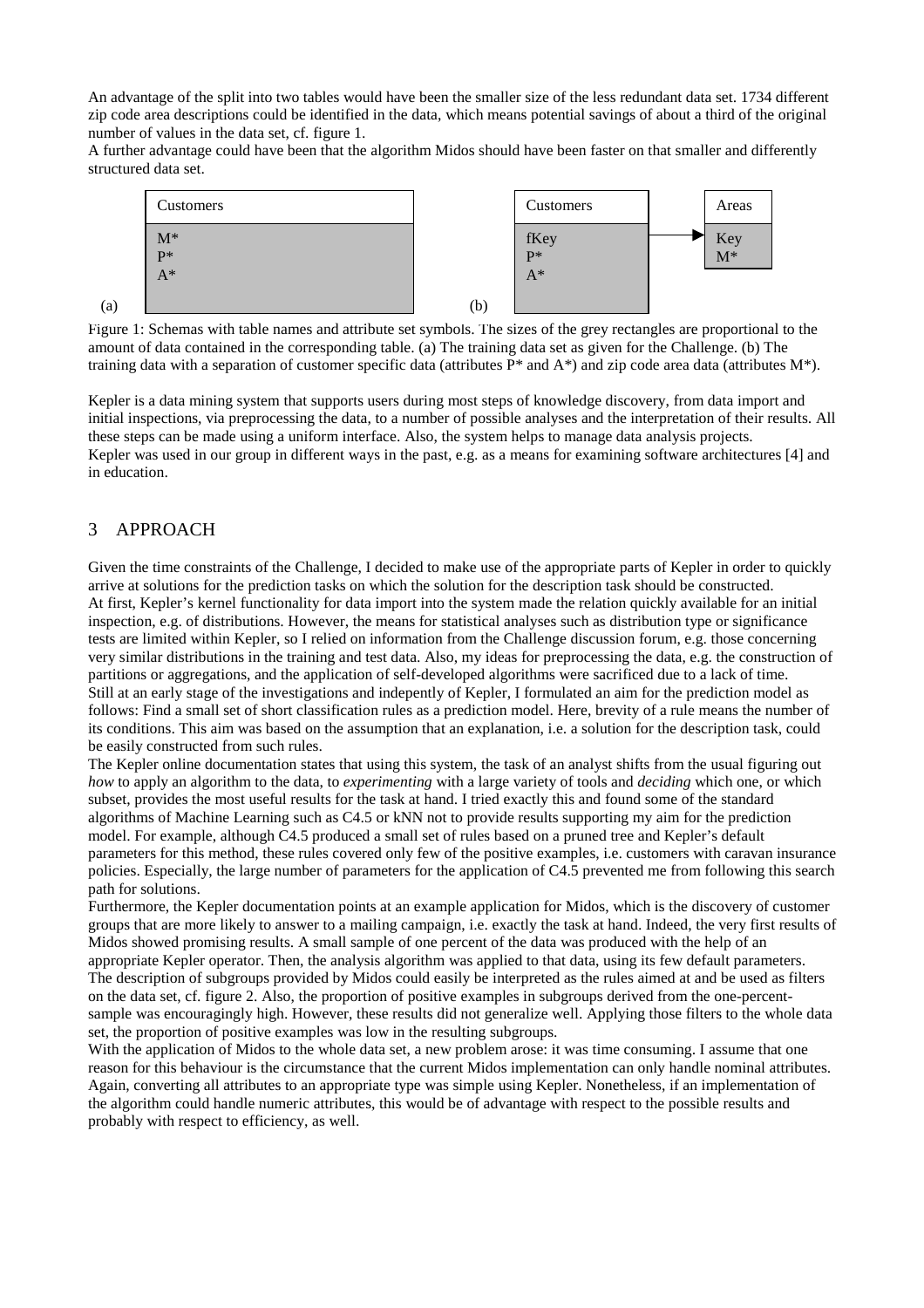An advantage of the split into two tables would have been the smaller size of the less redundant data set. 1734 different zip code area descriptions could be identified in the data, which means potential savings of about a third of the original number of values in the data set, cf. figure 1.

A further advantage could have been that the algorithm Midos should have been faster on that smaller and differently structured data set.

(a) Customers: M*, P*, A*

(b) Customers: fKey, P*, A* → Areas: Key, M*

Figure 1: Schemas with table names and attribute set symbols. The sizes of the grey rectangles are proportional to the amount of data contained in the corresponding table. (a) The training data set as given for the Challenge. (b) The training data with a separation of customer specific data (attributes P* and A*) and zip code area data (attributes M*).

Kepler is a data mining system that supports users during most steps of knowledge discovery, from data import and initial inspections, via preprocessing the data, to a number of possible analyses and the interpretation of their results. All these steps can be made using a uniform interface. Also, the system helps to manage data analysis projects.

Kepler was used in our group in different ways in the past, e.g. as a means for examining software architectures [4] and in education.

## 3 APPROACH

Given the time constraints of the Challenge, I decided to make use of the appropriate parts of Kepler in order to quickly arrive at solutions for the prediction tasks on which the solution for the description task should be constructed.

At first, Kepler's kernel functionality for data import into the system made the relation quickly available for an initial inspection, e.g. of distributions. However, the means for statistical analyses such as distribution type or significance tests are limited within Kepler, so I relied on information from the Challenge discussion forum, e.g. those concerning very similar distributions in the training and test data. Also, my ideas for preprocessing the data, e.g. the construction of partitions or aggregations, and the application of self-developed algorithms were sacrificed due to a lack of time.

Still at an early stage of the investigations and indepently of Kepler, I formulated an aim for the prediction model as follows: Find a small set of short classification rules as a prediction model. Here, brevity of a rule means the number of its conditions. This aim was based on the assumption that an explanation, i.e. a solution for the description task, could be easily constructed from such rules.

The Kepler online documentation states that using this system, the task of an analyst shifts from the usual figuring out *how* to apply an algorithm to the data, to *experimenting* with a large variety of tools and *deciding* which one, or which subset, provides the most useful results for the task at hand. I tried exactly this and found some of the standard algorithms of Machine Learning such as C4.5 or kNN not to provide results supporting my aim for the prediction model. For example, although C4.5 produced a small set of rules based on a pruned tree and Kepler's default parameters for this method, these rules covered only few of the positive examples, i.e. customers with caravan insurance policies. Especially, the large number of parameters for the application of C4.5 prevented me from following this search path for solutions.

Furthermore, the Kepler documentation points at an example application for Midos, which is the discovery of customer groups that are more likely to answer to a mailing campaign, i.e. exactly the task at hand. Indeed, the very first results of Midos showed promising results. A small sample of one percent of the data was produced with the help of an appropriate Kepler operator. Then, the analysis algorithm was applied to that data, using its few default parameters. The description of subgroups provided by Midos could easily be interpreted as the rules aimed at and be used as filters on the data set, cf. figure 2. Also, the proportion of positive examples in subgroups derived from the one-percent-sample was encouragingly high. However, these results did not generalize well. Applying those filters to the whole data set, the proportion of positive examples was low in the resulting subgroups.

With the application of Midos to the whole data set, a new problem arose: it was time consuming. I assume that one reason for this behaviour is the circumstance that the current Midos implementation can only handle nominal attributes. Again, converting all attributes to an appropriate type was simple using Kepler. Nonetheless, if an implementation of the algorithm could handle numeric attributes, this would be of advantage with respect to the possible results and probably with respect to efficiency, as well.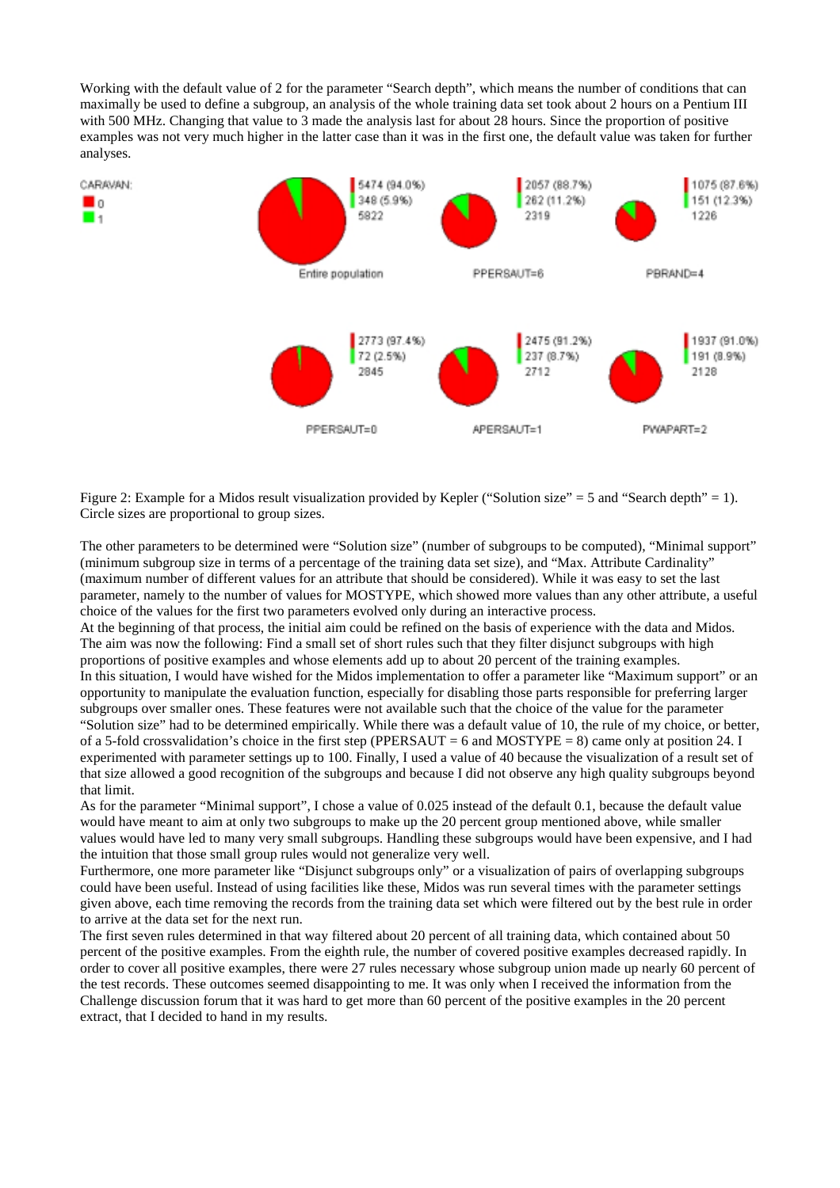Working with the default value of 2 for the parameter "Search depth", which means the number of conditions that can maximally be used to define a subgroup, an analysis of the whole training data set took about 2 hours on a Pentium III with 500 MHz. Changing that value to 3 made the analysis last for about 28 hours. Since the proportion of positive examples was not very much higher in the latter case than it was in the first one, the default value was taken for further analyses.

Figure 2: Example for a Midos result visualization provided by Kepler ("Solution size" = 5 and "Search depth" = 1). Circle sizes are proportional to group sizes.

The other parameters to be determined were "Solution size" (number of subgroups to be computed), "Minimal support" (minimum subgroup size in terms of a percentage of the training data set size), and "Max. Attribute Cardinality" (maximum number of different values for an attribute that should be considered). While it was easy to set the last parameter, namely to the number of values for MOSTYPE, which showed more values than any other attribute, a useful choice of the values for the first two parameters evolved only during an interactive process.

At the beginning of that process, the initial aim could be refined on the basis of experience with the data and Midos. The aim was now the following: Find a small set of short rules such that they filter disjunct subgroups with high proportions of positive examples and whose elements add up to about 20 percent of the training examples.

In this situation, I would have wished for the Midos implementation to offer a parameter like "Maximum support" or an opportunity to manipulate the evaluation function, especially for disabling those parts responsible for preferring larger subgroups over smaller ones. These features were not available such that the choice of the value for the parameter "Solution size" had to be determined empirically. While there was a default value of 10, the rule of my choice, or better, of a 5-fold crossvalidation's choice in the first step (PPERSAUT = 6 and MOSTYPE = 8) came only at position 24. I experimented with parameter settings up to 100. Finally, I used a value of 40 because the visualization of a result set of that size allowed a good recognition of the subgroups and because I did not observe any high quality subgroups beyond that limit.

As for the parameter "Minimal support", I chose a value of 0.025 instead of the default 0.1, because the default value would have meant to aim at only two subgroups to make up the 20 percent group mentioned above, while smaller values would have led to many very small subgroups. Handling these subgroups would have been expensive, and I had the intuition that those small group rules would not generalize very well.

Furthermore, one more parameter like "Disjunct subgroups only" or a visualization of pairs of overlapping subgroups could have been useful. Instead of using facilities like these, Midos was run several times with the parameter settings given above, each time removing the records from the training data set which were filtered out by the best rule in order to arrive at the data set for the next run.

The first seven rules determined in that way filtered about 20 percent of all training data, which contained about 50 percent of the positive examples. From the eighth rule, the number of covered positive examples decreased rapidly. In order to cover all positive examples, there were 27 rules necessary whose subgroup union made up nearly 60 percent of the test records. These outcomes seemed disappointing to me. It was only when I received the information from the Challenge discussion forum that it was hard to get more than 60 percent of the positive examples in the 20 percent extract, that I decided to hand in my results.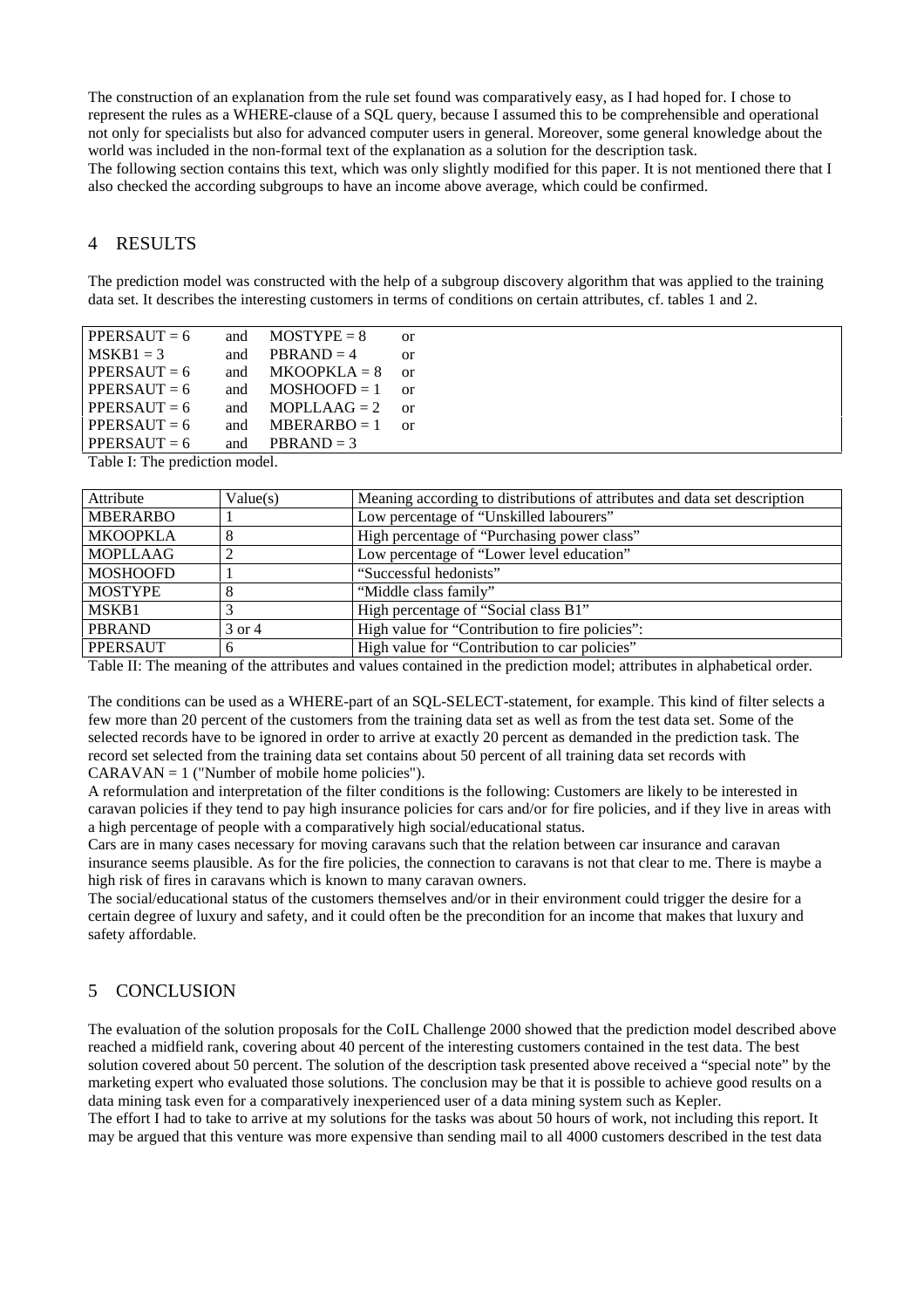The construction of an explanation from the rule set found was comparatively easy, as I had hoped for. I chose to represent the rules as a WHERE-clause of a SQL query, because I assumed this to be comprehensible and operational not only for specialists but also for advanced computer users in general. Moreover, some general knowledge about the world was included in the non-formal text of the explanation as a solution for the description task.
The following section contains this text, which was only slightly modified for this paper. It is not mentioned there that I also checked the according subgroups to have an income above average, which could be confirmed.

## 4 RESULTS

The prediction model was constructed with the help of a subgroup discovery algorithm that was applied to the training data set. It describes the interesting customers in terms of conditions on certain attributes, cf. tables 1 and 2.

```
PPERSAUT = 6   and   MOSTYPE = 8    or
MSKB1 = 3      and   PBRAND = 4     or
PPERSAUT = 6   and   MKOOPKLA = 8   or
PPERSAUT = 6   and   MOSHOOFD = 1   or
PPERSAUT = 6   and   MOPLLAAG = 2   or
PPERSAUT = 6   and   MBERARBO = 1   or
PPERSAUT = 6   and   PBRAND = 3
```

Table I: The prediction model.

| Attribute | Value(s) | Meaning according to distributions of attributes and data set description |
|---|---|---|
| MBERARBO | 1 | Low percentage of "Unskilled labourers" |
| MKOOPKLA | 8 | High percentage of "Purchasing power class" |
| MOPLLAAG | 2 | Low percentage of "Lower level education" |
| MOSHOOFD | 1 | "Successful hedonists" |
| MOSTYPE | 8 | "Middle class family" |
| MSKB1 | 3 | High percentage of "Social class B1" |
| PBRAND | 3 or 4 | High value for "Contribution to fire policies": |
| PPERSAUT | 6 | High value for "Contribution to car policies" |

Table II: The meaning of the attributes and values contained in the prediction model; attributes in alphabetical order.

The conditions can be used as a WHERE-part of an SQL-SELECT-statement, for example. This kind of filter selects a few more than 20 percent of the customers from the training data set as well as from the test data set. Some of the selected records have to be ignored in order to arrive at exactly 20 percent as demanded in the prediction task. The record set selected from the training data set contains about 50 percent of all training data set records with CARAVAN = 1 ("Number of mobile home policies").
A reformulation and interpretation of the filter conditions is the following: Customers are likely to be interested in caravan policies if they tend to pay high insurance policies for cars and/or for fire policies, and if they live in areas with a high percentage of people with a comparatively high social/educational status.
Cars are in many cases necessary for moving caravans such that the relation between car insurance and caravan insurance seems plausible. As for the fire policies, the connection to caravans is not that clear to me. There is maybe a high risk of fires in caravans which is known to many caravan owners.
The social/educational status of the customers themselves and/or in their environment could trigger the desire for a certain degree of luxury and safety, and it could often be the precondition for an income that makes that luxury and safety affordable.

## 5 CONCLUSION

The evaluation of the solution proposals for the CoIL Challenge 2000 showed that the prediction model described above reached a midfield rank, covering about 40 percent of the interesting customers contained in the test data. The best solution covered about 50 percent. The solution of the description task presented above received a "special note" by the marketing expert who evaluated those solutions. The conclusion may be that it is possible to achieve good results on a data mining task even for a comparatively inexperienced user of a data mining system such as Kepler.
The effort I had to take to arrive at my solutions for the tasks was about 50 hours of work, not including this report. It may be argued that this venture was more expensive than sending mail to all 4000 customers described in the test data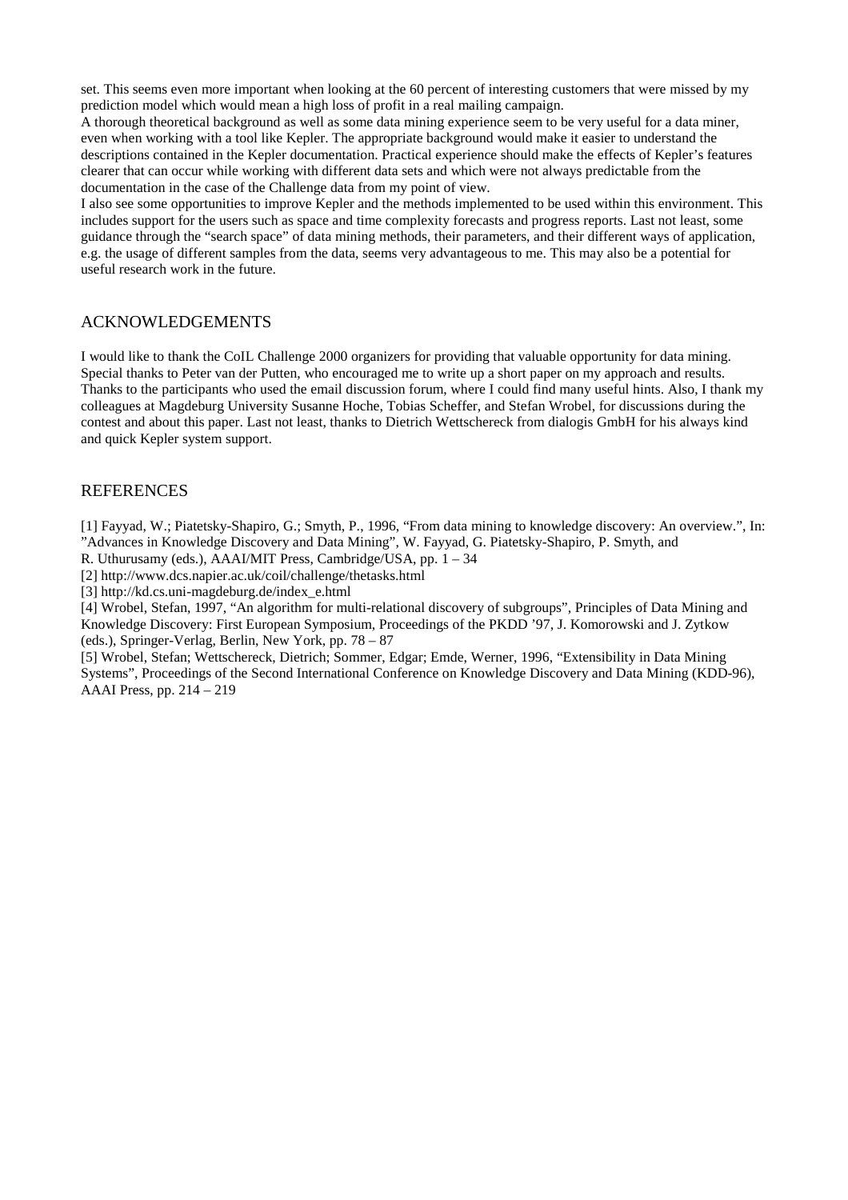set. This seems even more important when looking at the 60 percent of interesting customers that were missed by my prediction model which would mean a high loss of profit in a real mailing campaign.

A thorough theoretical background as well as some data mining experience seem to be very useful for a data miner, even when working with a tool like Kepler. The appropriate background would make it easier to understand the descriptions contained in the Kepler documentation. Practical experience should make the effects of Kepler's features clearer that can occur while working with different data sets and which were not always predictable from the documentation in the case of the Challenge data from my point of view.

I also see some opportunities to improve Kepler and the methods implemented to be used within this environment. This includes support for the users such as space and time complexity forecasts and progress reports. Last not least, some guidance through the "search space" of data mining methods, their parameters, and their different ways of application, e.g. the usage of different samples from the data, seems very advantageous to me. This may also be a potential for useful research work in the future.

## ACKNOWLEDGEMENTS

I would like to thank the CoIL Challenge 2000 organizers for providing that valuable opportunity for data mining. Special thanks to Peter van der Putten, who encouraged me to write up a short paper on my approach and results. Thanks to the participants who used the email discussion forum, where I could find many useful hints. Also, I thank my colleagues at Magdeburg University Susanne Hoche, Tobias Scheffer, and Stefan Wrobel, for discussions during the contest and about this paper. Last not least, thanks to Dietrich Wettschereck from dialogis GmbH for his always kind and quick Kepler system support.

## REFERENCES

[1] Fayyad, W.; Piatetsky-Shapiro, G.; Smyth, P., 1996, "From data mining to knowledge discovery: An overview.", In: "Advances in Knowledge Discovery and Data Mining", W. Fayyad, G. Piatetsky-Shapiro, P. Smyth, and R. Uthurusamy (eds.), AAAI/MIT Press, Cambridge/USA, pp. 1 – 34

[2] http://www.dcs.napier.ac.uk/coil/challenge/thetasks.html

[3] http://kd.cs.uni-magdeburg.de/index_e.html

[4] Wrobel, Stefan, 1997, "An algorithm for multi-relational discovery of subgroups", Principles of Data Mining and Knowledge Discovery: First European Symposium, Proceedings of the PKDD '97, J. Komorowski and J. Zytkow (eds.), Springer-Verlag, Berlin, New York, pp. 78 – 87

[5] Wrobel, Stefan; Wettschereck, Dietrich; Sommer, Edgar; Emde, Werner, 1996, "Extensibility in Data Mining Systems", Proceedings of the Second International Conference on Knowledge Discovery and Data Mining (KDD-96), AAAI Press, pp. 214 – 219